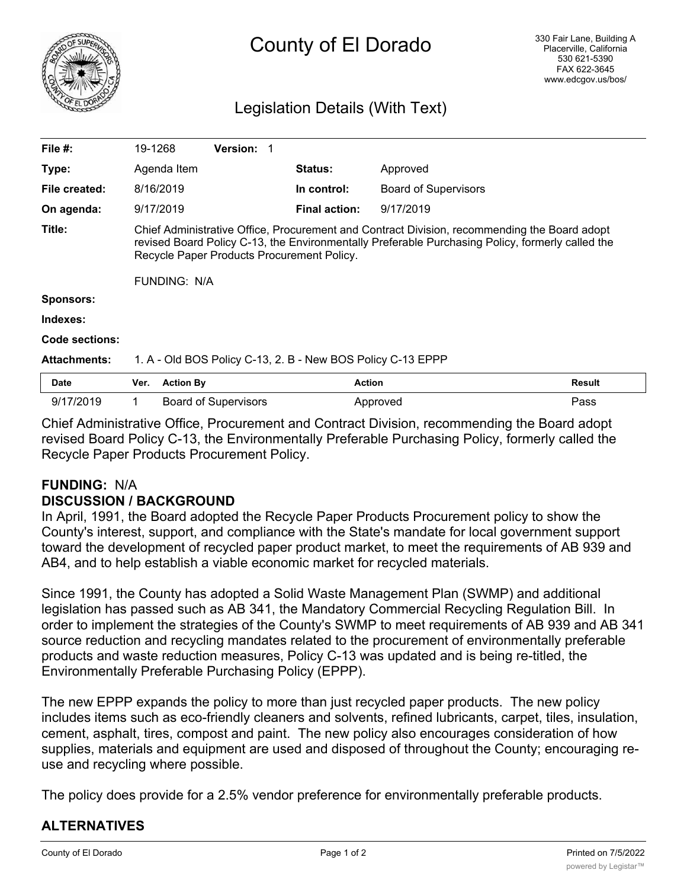# County of El Dorado

330 Fair Lane, Building A
Placerville, California
530 621-5390
FAX 622-3645
www.edcgov.us/bos/

## Legislation Details (With Text)

| | | | |
|---|---|---|---|
| **File #:** | 19-1268 **Version:** 1 | | |
| **Type:** | Agenda Item | **Status:** | Approved |
| **File created:** | 8/16/2019 | **In control:** | Board of Supervisors |
| **On agenda:** | 9/17/2019 | **Final action:** | 9/17/2019 |

**Title:** Chief Administrative Office, Procurement and Contract Division, recommending the Board adopt revised Board Policy C-13, the Environmentally Preferable Purchasing Policy, formerly called the Recycle Paper Products Procurement Policy.

FUNDING: N/A

**Sponsors:**

**Indexes:**

**Code sections:**

**Attachments:** 1. A - Old BOS Policy C-13, 2. B - New BOS Policy C-13 EPPP

| Date | Ver. | Action By | Action | Result |
|---|---|---|---|---|
| 9/17/2019 | 1 | Board of Supervisors | Approved | Pass |

Chief Administrative Office, Procurement and Contract Division, recommending the Board adopt revised Board Policy C-13, the Environmentally Preferable Purchasing Policy, formerly called the Recycle Paper Products Procurement Policy.

**FUNDING:** N/A

**DISCUSSION / BACKGROUND**

In April, 1991, the Board adopted the Recycle Paper Products Procurement policy to show the County's interest, support, and compliance with the State's mandate for local government support toward the development of recycled paper product market, to meet the requirements of AB 939 and AB4, and to help establish a viable economic market for recycled materials.

Since 1991, the County has adopted a Solid Waste Management Plan (SWMP) and additional legislation has passed such as AB 341, the Mandatory Commercial Recycling Regulation Bill. In order to implement the strategies of the County's SWMP to meet requirements of AB 939 and AB 341 source reduction and recycling mandates related to the procurement of environmentally preferable products and waste reduction measures, Policy C-13 was updated and is being re-titled, the Environmentally Preferable Purchasing Policy (EPPP).

The new EPPP expands the policy to more than just recycled paper products. The new policy includes items such as eco-friendly cleaners and solvents, refined lubricants, carpet, tiles, insulation, cement, asphalt, tires, compost and paint. The new policy also encourages consideration of how supplies, materials and equipment are used and disposed of throughout the County; encouraging re-use and recycling where possible.

The policy does provide for a 2.5% vendor preference for environmentally preferable products.

**ALTERNATIVES**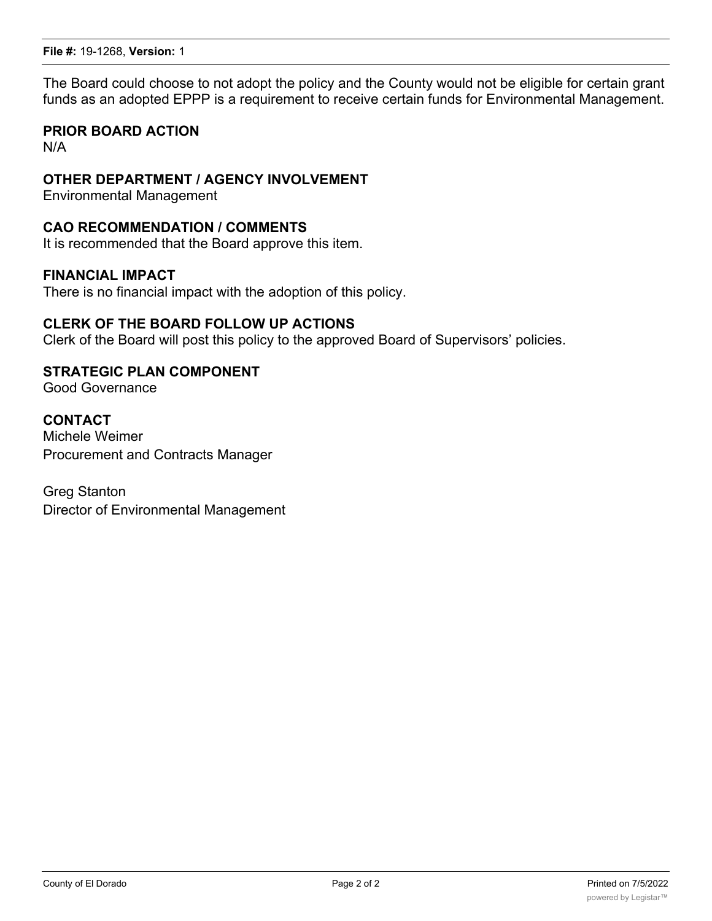The Board could choose to not adopt the policy and the County would not be eligible for certain grant funds as an adopted EPPP is a requirement to receive certain funds for Environmental Management.

**PRIOR BOARD ACTION**
N/A

**OTHER DEPARTMENT / AGENCY INVOLVEMENT**
Environmental Management

**CAO RECOMMENDATION / COMMENTS**
It is recommended that the Board approve this item.

**FINANCIAL IMPACT**
There is no financial impact with the adoption of this policy.

**CLERK OF THE BOARD FOLLOW UP ACTIONS**
Clerk of the Board will post this policy to the approved Board of Supervisors' policies.

**STRATEGIC PLAN COMPONENT**
Good Governance

**CONTACT**
Michele Weimer
Procurement and Contracts Manager

Greg Stanton
Director of Environmental Management